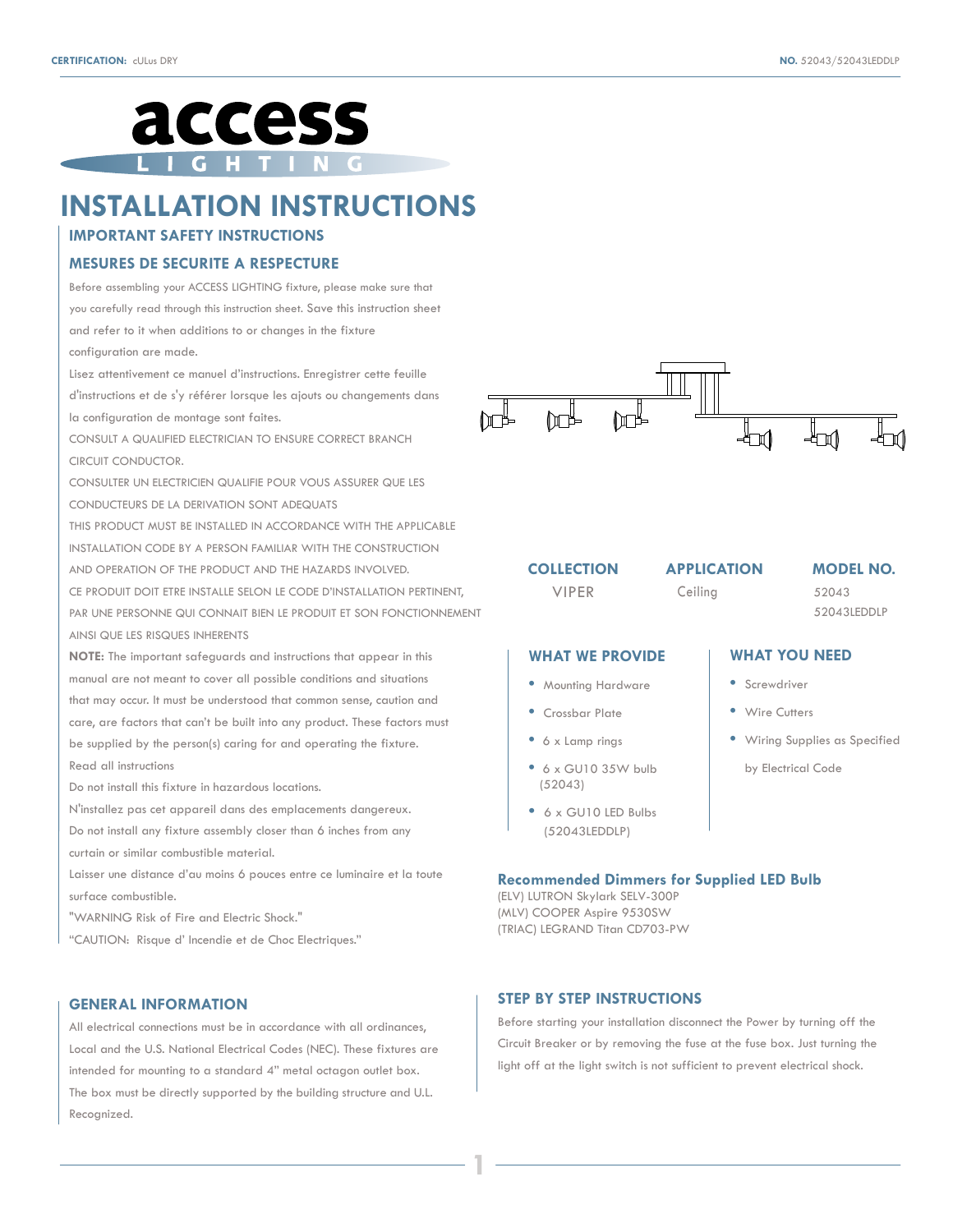**CERTIFICATION:** cULus DRY

**NO.** 52043/52043LEDDLP

access
LIGHTING

# INSTALLATION INSTRUCTIONS

## IMPORTANT SAFETY INSTRUCTIONS

## MESURES DE SECURITE A RESPECTURE

Before assembling your ACCESS LIGHTING fixture, please make sure that you carefully read through this instruction sheet. Save this instruction sheet and refer to it when additions to or changes in the fixture configuration are made.

Lisez attentivement ce manuel d'instructions. Enregistrer cette feuille d'instructions et de s'y référer lorsque les ajouts ou changements dans la configuration de montage sont faites.

CONSULT A QUALIFIED ELECTRICIAN TO ENSURE CORRECT BRANCH CIRCUIT CONDUCTOR.

CONSULTER UN ELECTRICIEN QUALIFIE POUR VOUS ASSURER QUE LES CONDUCTEURS DE LA DERIVATION SONT ADEQUATS

THIS PRODUCT MUST BE INSTALLED IN ACCORDANCE WITH THE APPLICABLE INSTALLATION CODE BY A PERSON FAMILIAR WITH THE CONSTRUCTION AND OPERATION OF THE PRODUCT AND THE HAZARDS INVOLVED.

CE PRODUIT DOIT ETRE INSTALLE SELON LE CODE D'INSTALLATION PERTINENT, PAR UNE PERSONNE QUI CONNAIT BIEN LE PRODUIT ET SON FONCTIONNEMENT AINSI QUE LES RISQUES INHERENTS

**NOTE:** The important safeguards and instructions that appear in this manual are not meant to cover all possible conditions and situations that may occur. It must be understood that common sense, caution and care, are factors that can't be built into any product. These factors must be supplied by the person(s) caring for and operating the fixture.

Read all instructions

Do not install this fixture in hazardous locations.

N'installez pas cet appareil dans des emplacements dangereux.

Do not install any fixture assembly closer than 6 inches from any curtain or similar combustible material.

Laisser une distance d'au moins 6 pouces entre ce luminaire et la toute surface combustible.

"WARNING Risk of Fire and Electric Shock."

"CAUTION: Risque d' Incendie et de Choc Electriques."

| COLLECTION | APPLICATION | MODEL NO. |
|---|---|---|
| VIPER | Ceiling | 52043<br>52043LEDDLP |

## WHAT WE PROVIDE

- Mounting Hardware
- Crossbar Plate
- 6 x Lamp rings
- 6 x GU10 35W bulb (52043)
- 6 x GU10 LED Bulbs (52043LEDDLP)

## WHAT YOU NEED

- Screwdriver
- Wire Cutters
- Wiring Supplies as Specified by Electrical Code

### Recommended Dimmers for Supplied LED Bulb

(ELV) LUTRON Skylark SELV-300P
(MLV) COOPER Aspire 9530SW
(TRIAC) LEGRAND Titan CD703-PW

## GENERAL INFORMATION

All electrical connections must be in accordance with all ordinances, Local and the U.S. National Electrical Codes (NEC). These fixtures are intended for mounting to a standard 4" metal octagon outlet box. The box must be directly supported by the building structure and U.L. Recognized.

## STEP BY STEP INSTRUCTIONS

Before starting your installation disconnect the Power by turning off the Circuit Breaker or by removing the fuse at the fuse box. Just turning the light off at the light switch is not sufficient to prevent electrical shock.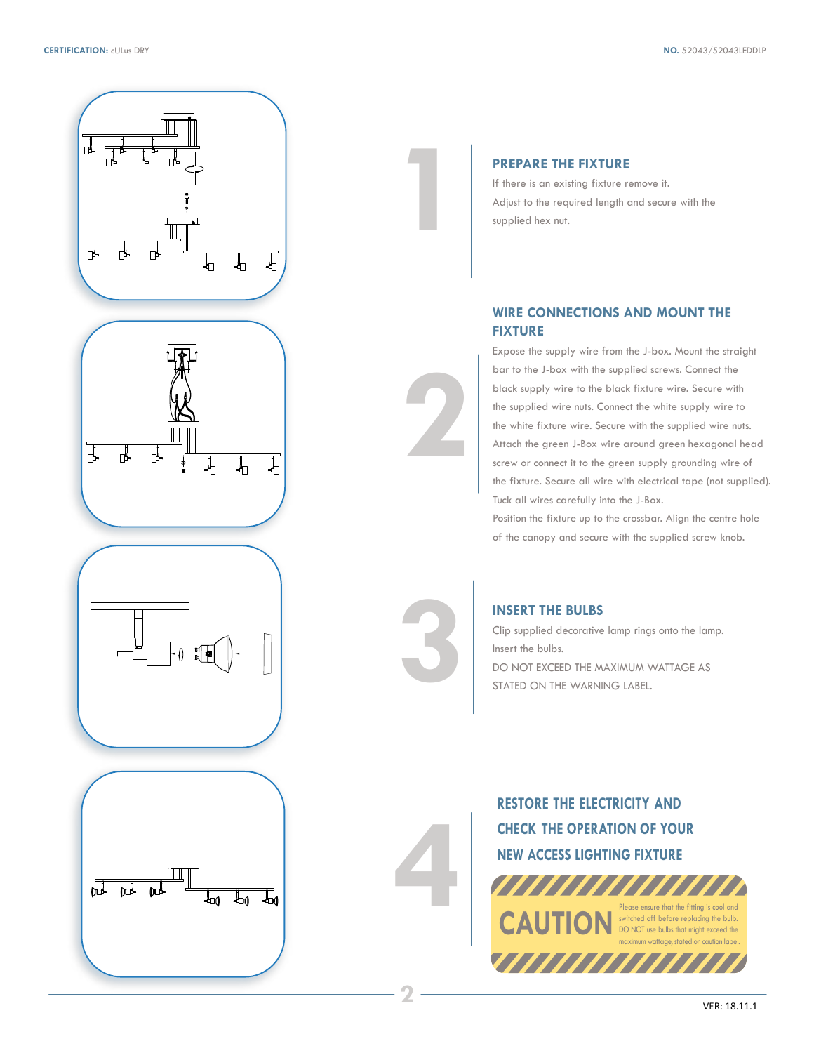## 1

### PREPARE THE FIXTURE

If there is an existing fixture remove it.

Adjust to the required length and secure with the supplied hex nut.

## 2

### WIRE CONNECTIONS AND MOUNT THE FIXTURE

Expose the supply wire from the J-box. Mount the straight bar to the J-box with the supplied screws. Connect the black supply wire to the black fixture wire. Secure with the supplied wire nuts. Connect the white supply wire to the white fixture wire. Secure with the supplied wire nuts. Attach the green J-Box wire around green hexagonal head screw or connect it to the green supply grounding wire of the fixture. Secure all wire with electrical tape (not supplied). Tuck all wires carefully into the J-Box.

Position the fixture up to the crossbar. Align the centre hole of the canopy and secure with the supplied screw knob.

## 3

### INSERT THE BULBS

Clip supplied decorative lamp rings onto the lamp.

Insert the bulbs.

DO NOT EXCEED THE MAXIMUM WATTAGE AS STATED ON THE WARNING LABEL.

## 4

### RESTORE THE ELECTRICITY AND CHECK THE OPERATION OF YOUR NEW ACCESS LIGHTING FIXTURE

**CAUTION** Please ensure that the fitting is cool and switched off before replacing the bulb. DO NOT use bulbs that might exceed the maximum wattage, stated on caution label.